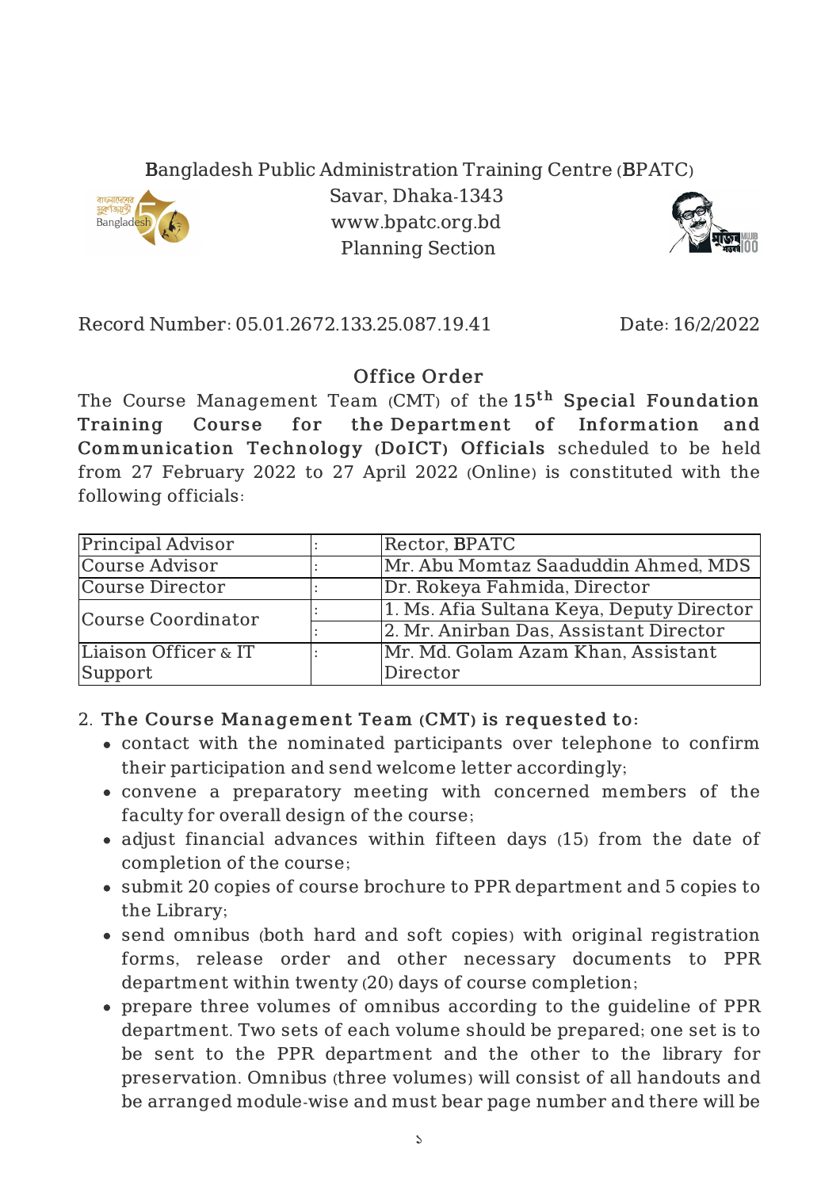Bangladesh Public Administration Training Centre (BPATC)
Savar, Dhaka-1343
www.bpatc.org.bd
Planning Section

Record Number: 05.01.2672.133.25.087.19.41 Date: 16/2/2022

## Office Order

The Course Management Team (CMT) of the **15th Special Foundation Training Course for the Department of Information and Communication Technology (DoICT) Officials** scheduled to be held from 27 February 2022 to 27 April 2022 (Online) is constituted with the following officials:

| | | |
|---|---|---|
| Principal Advisor | : | Rector, BPATC |
| Course Advisor | : | Mr. Abu Momtaz Saaduddin Ahmed, MDS |
| Course Director | : | Dr. Rokeya Fahmida, Director |
| Course Coordinator | : | 1. Ms. Afia Sultana Keya, Deputy Director |
| | : | 2. Mr. Anirban Das, Assistant Director |
| Liaison Officer & IT Support | : | Mr. Md. Golam Azam Khan, Assistant Director |

2. **The Course Management Team (CMT) is requested to:**
   - contact with the nominated participants over telephone to confirm their participation and send welcome letter accordingly;
   - convene a preparatory meeting with concerned members of the faculty for overall design of the course;
   - adjust financial advances within fifteen days (15) from the date of completion of the course;
   - submit 20 copies of course brochure to PPR department and 5 copies to the Library;
   - send omnibus (both hard and soft copies) with original registration forms, release order and other necessary documents to PPR department within twenty (20) days of course completion;
   - prepare three volumes of omnibus according to the guideline of PPR department. Two sets of each volume should be prepared; one set is to be sent to the PPR department and the other to the library for preservation. Omnibus (three volumes) will consist of all handouts and be arranged module-wise and must bear page number and there will be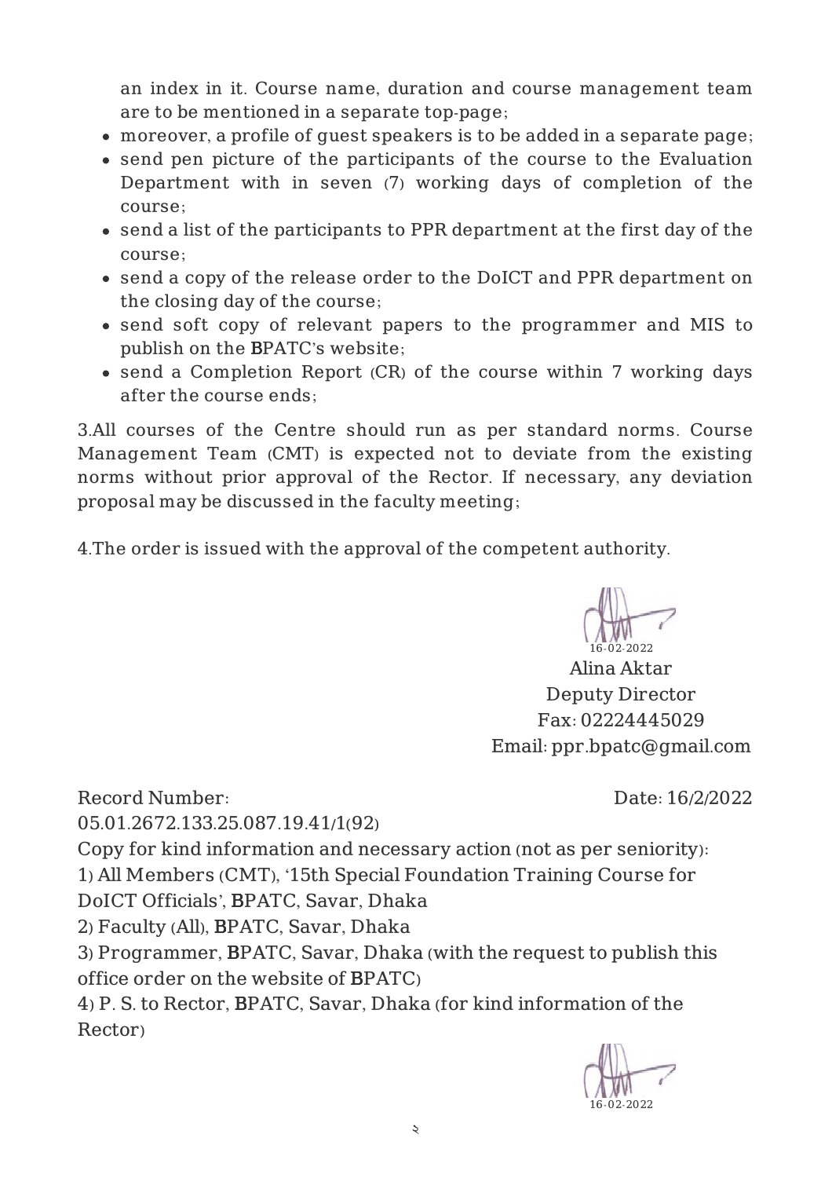an index in it. Course name, duration and course management team are to be mentioned in a separate top-page;

- moreover, a profile of guest speakers is to be added in a separate page;
- send pen picture of the participants of the course to the Evaluation Department with in seven (7) working days of completion of the course;
- send a list of the participants to PPR department at the first day of the course;
- send a copy of the release order to the DoICT and PPR department on the closing day of the course;
- send soft copy of relevant papers to the programmer and MIS to publish on the BPATC's website;
- send a Completion Report (CR) of the course within 7 working days after the course ends;

3.All courses of the Centre should run as per standard norms. Course Management Team (CMT) is expected not to deviate from the existing norms without prior approval of the Rector. If necessary, any deviation proposal may be discussed in the faculty meeting;

4.The order is issued with the approval of the competent authority.

16-02-2022
Alina Aktar
Deputy Director
Fax: 02224445029
Email: ppr.bpatc@gmail.com

Record Number: 05.01.2672.133.25.087.19.41/1(92)

Date: 16/2/2022

Copy for kind information and necessary action (not as per seniority):

1) All Members (CMT), '15th Special Foundation Training Course for DoICT Officials', BPATC, Savar, Dhaka
2) Faculty (All), BPATC, Savar, Dhaka
3) Programmer, BPATC, Savar, Dhaka (with the request to publish this office order on the website of BPATC)
4) P. S. to Rector, BPATC, Savar, Dhaka (for kind information of the Rector)

16-02-2022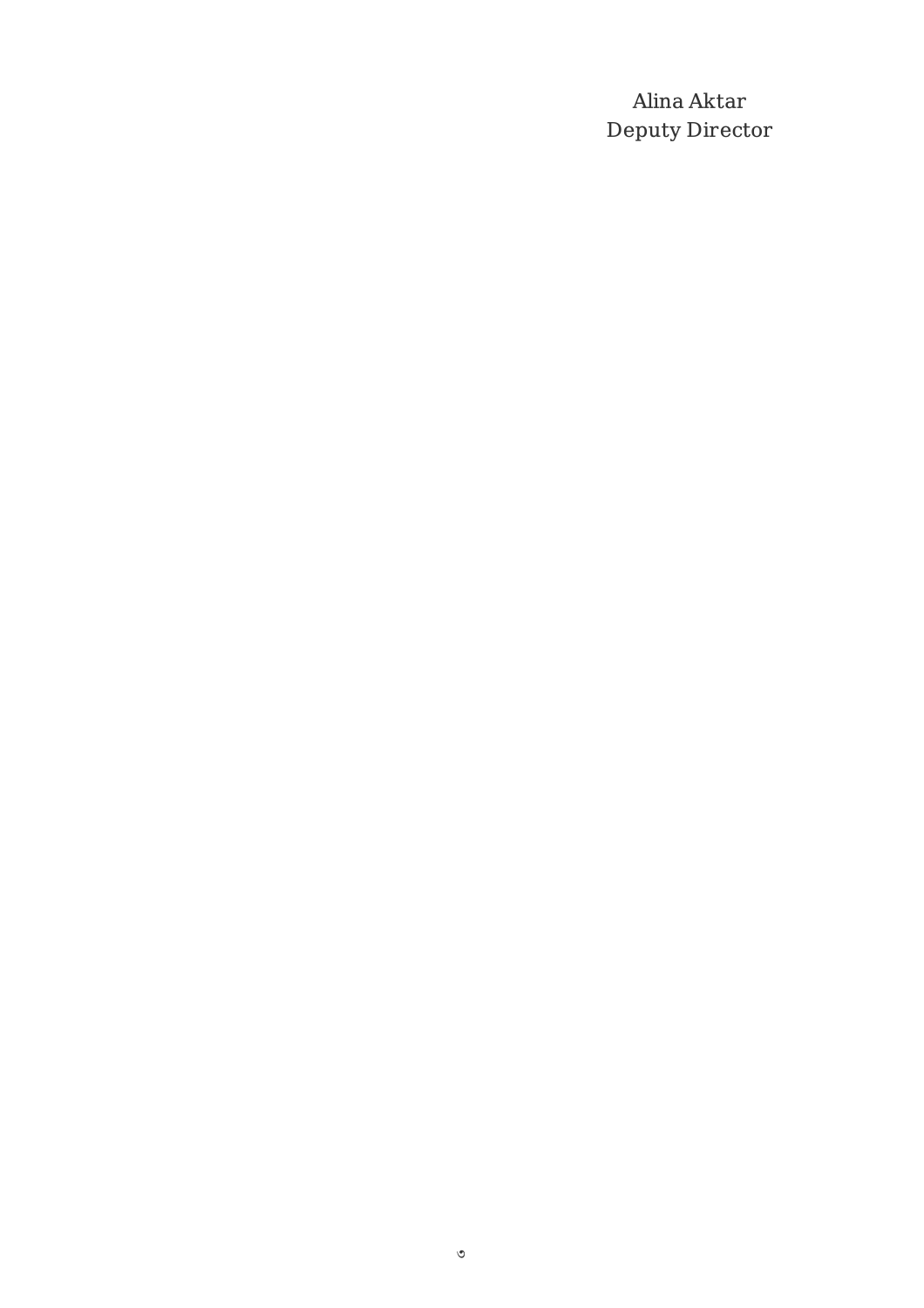Alina Aktar
Deputy Director